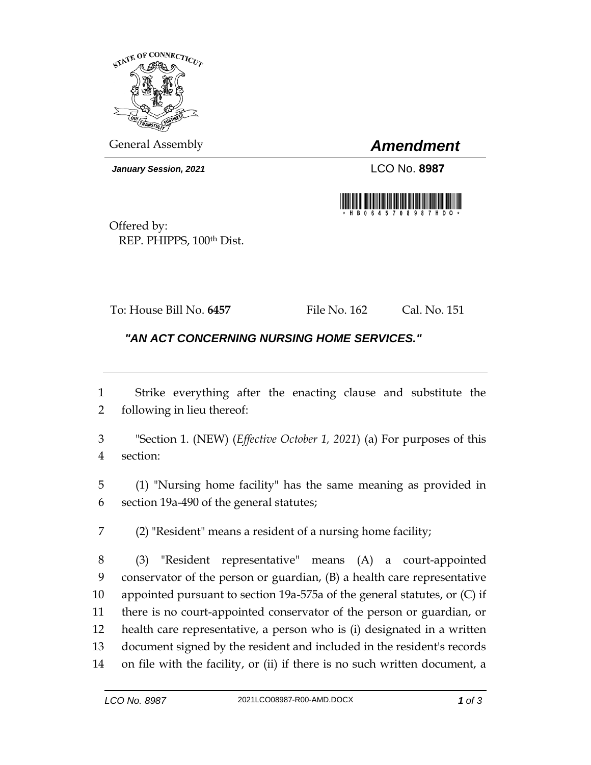General Assembly

# *Amendment*

***January Session, 2021***

LCO No. **8987**

Offered by:
REP. PHIPPS, 100th Dist.

To: House Bill No. **6457** File No. 162 Cal. No. 151

## *"AN ACT CONCERNING NURSING HOME SERVICES."*

1 Strike everything after the enacting clause and substitute the
2 following in lieu thereof:

3 "Section 1. (NEW) (*Effective October 1, 2021*) (a) For purposes of this
4 section:

5 (1) "Nursing home facility" has the same meaning as provided in
6 section 19a-490 of the general statutes;

7 (2) "Resident" means a resident of a nursing home facility;

8 (3) "Resident representative" means (A) a court-appointed
9 conservator of the person or guardian, (B) a health care representative
10 appointed pursuant to section 19a-575a of the general statutes, or (C) if
11 there is no court-appointed conservator of the person or guardian, or
12 health care representative, a person who is (i) designated in a written
13 document signed by the resident and included in the resident's records
14 on file with the facility, or (ii) if there is no such written document, a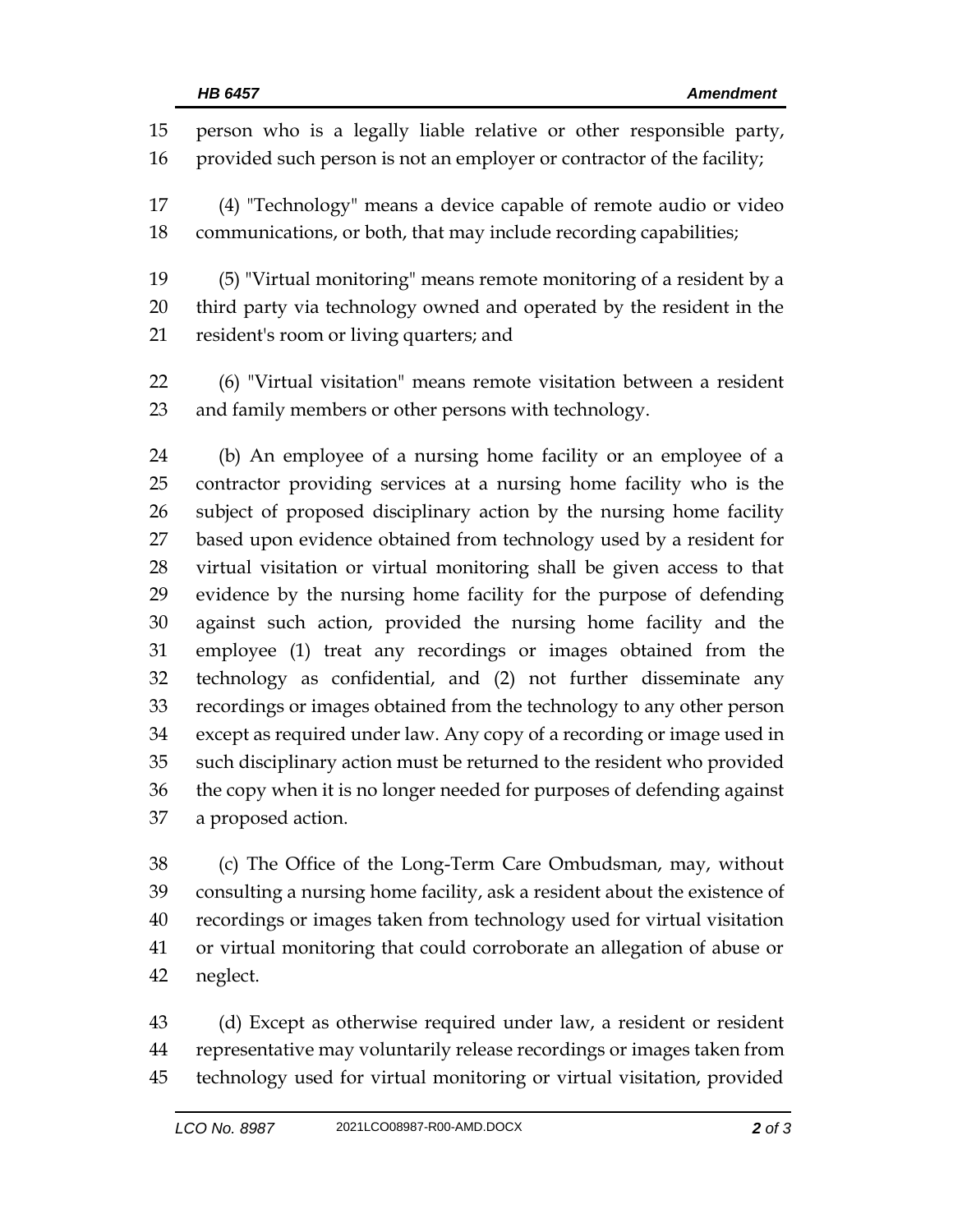person who is a legally liable relative or other responsible party, provided such person is not an employer or contractor of the facility;

(4) "Technology" means a device capable of remote audio or video communications, or both, that may include recording capabilities;

(5) "Virtual monitoring" means remote monitoring of a resident by a third party via technology owned and operated by the resident in the resident's room or living quarters; and

(6) "Virtual visitation" means remote visitation between a resident and family members or other persons with technology.

(b) An employee of a nursing home facility or an employee of a contractor providing services at a nursing home facility who is the subject of proposed disciplinary action by the nursing home facility based upon evidence obtained from technology used by a resident for virtual visitation or virtual monitoring shall be given access to that evidence by the nursing home facility for the purpose of defending against such action, provided the nursing home facility and the employee (1) treat any recordings or images obtained from the technology as confidential, and (2) not further disseminate any recordings or images obtained from the technology to any other person except as required under law. Any copy of a recording or image used in such disciplinary action must be returned to the resident who provided the copy when it is no longer needed for purposes of defending against a proposed action.

(c) The Office of the Long-Term Care Ombudsman, may, without consulting a nursing home facility, ask a resident about the existence of recordings or images taken from technology used for virtual visitation or virtual monitoring that could corroborate an allegation of abuse or neglect.

(d) Except as otherwise required under law, a resident or resident representative may voluntarily release recordings or images taken from technology used for virtual monitoring or virtual visitation, provided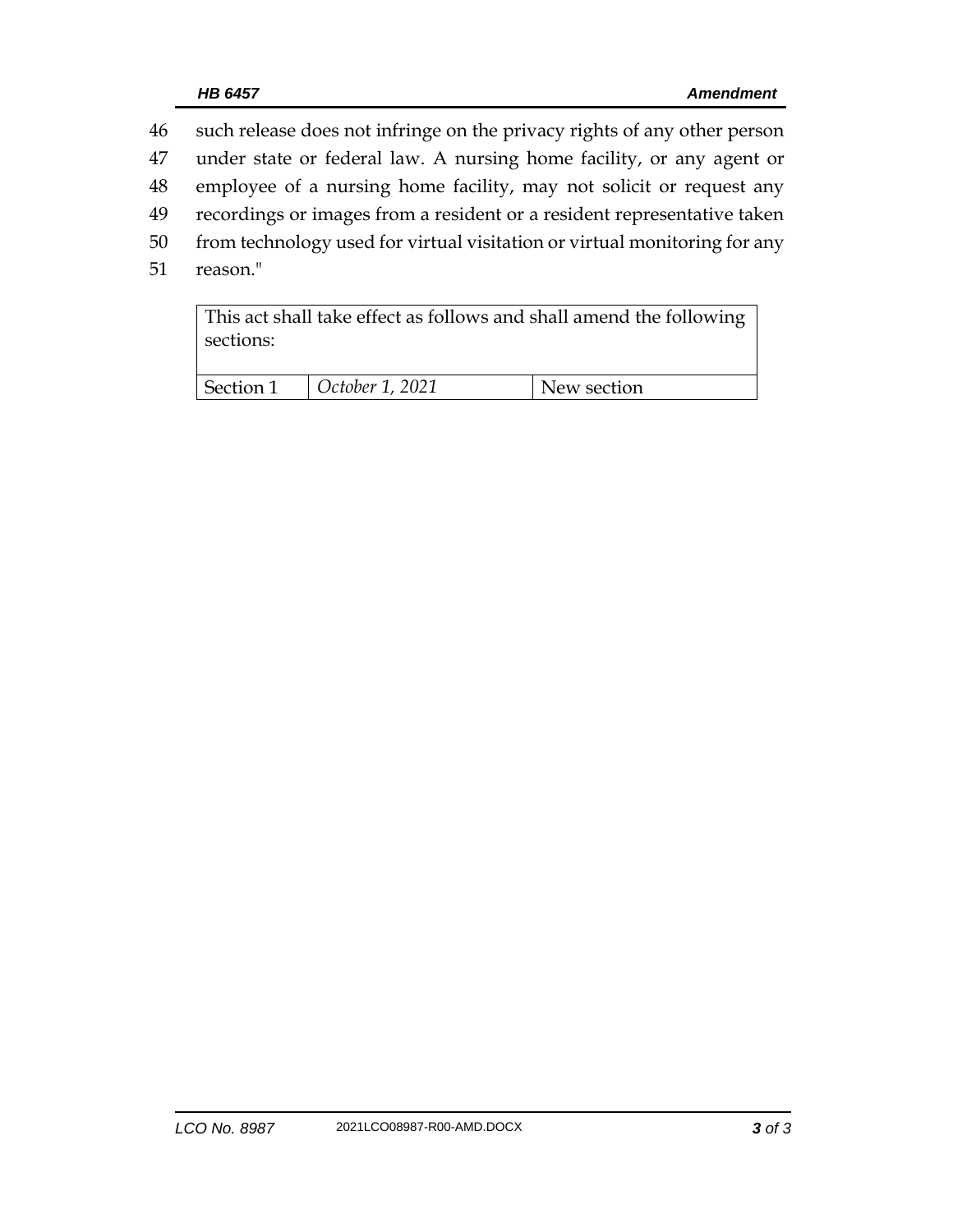such release does not infringe on the privacy rights of any other person under state or federal law. A nursing home facility, or any agent or employee of a nursing home facility, may not solicit or request any recordings or images from a resident or a resident representative taken from technology used for virtual visitation or virtual monitoring for any reason."

| This act shall take effect as follows and shall amend the following sections: | | |
|---|---|---|
| Section 1 | *October 1, 2021* | New section |